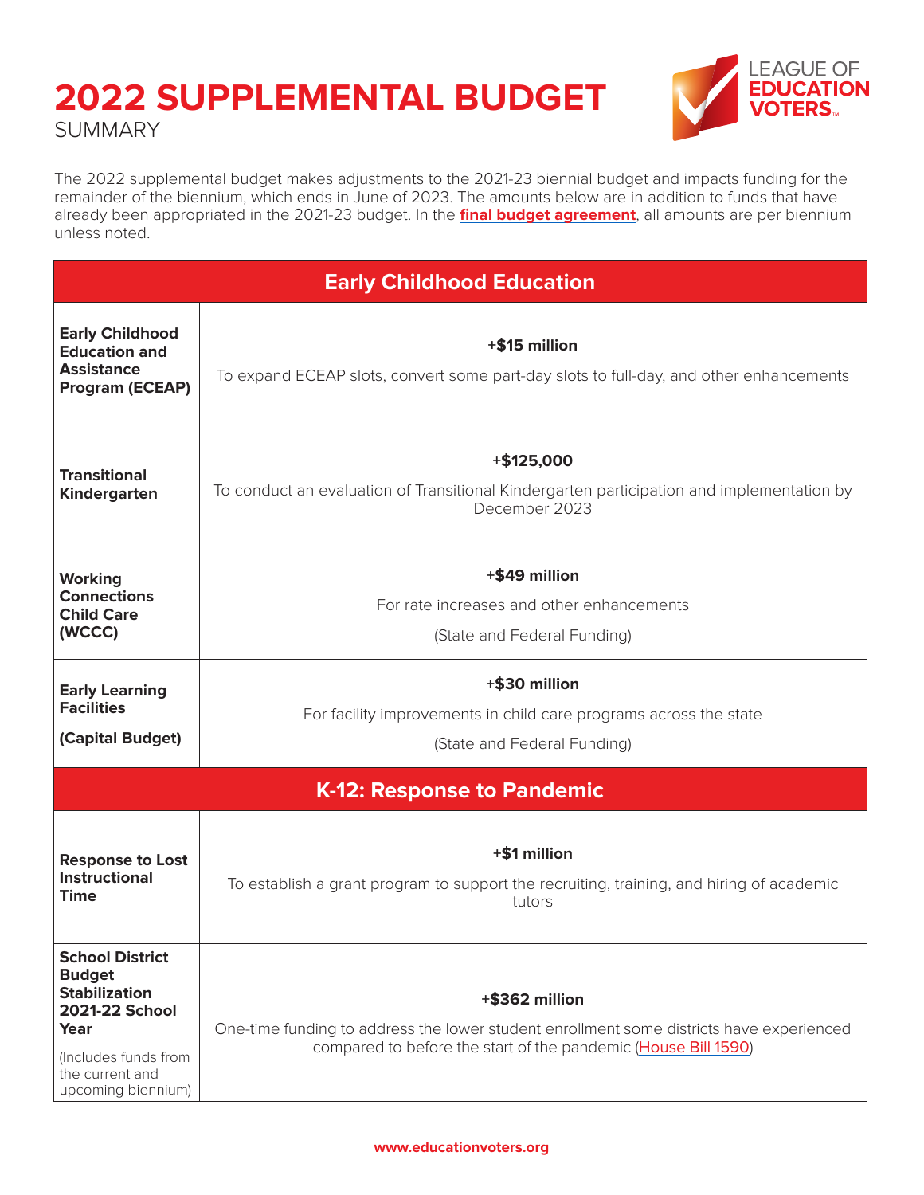# 2022 SUPPLEMENTAL BUDGET

SUMMARY

The 2022 supplemental budget makes adjustments to the 2021-23 biennial budget and impacts funding for the remainder of the biennium, which ends in June of 2023. The amounts below are in addition to funds that have already been appropriated in the 2021-23 budget. In the **final budget agreement**, all amounts are per biennium unless noted.

| Early Childhood Education | |
|---|---|
| **Early Childhood Education and Assistance Program (ECEAP)** | **+$15 million**<br>To expand ECEAP slots, convert some part-day slots to full-day, and other enhancements |
| **Transitional Kindergarten** | **+$125,000**<br>To conduct an evaluation of Transitional Kindergarten participation and implementation by December 2023 |
| **Working Connections Child Care (WCCC)** | **+$49 million**<br>For rate increases and other enhancements<br>(State and Federal Funding) |
| **Early Learning Facilities**<br>**(Capital Budget)** | **+$30 million**<br>For facility improvements in child care programs across the state<br>(State and Federal Funding) |
| **K-12: Response to Pandemic** | |
| **Response to Lost Instructional Time** | **+$1 million**<br>To establish a grant program to support the recruiting, training, and hiring of academic tutors |
| **School District Budget Stabilization 2021-22 School Year**<br>(Includes funds from the current and upcoming biennium) | **+$362 million**<br>One-time funding to address the lower student enrollment some districts have experienced compared to before the start of the pandemic (House Bill 1590) |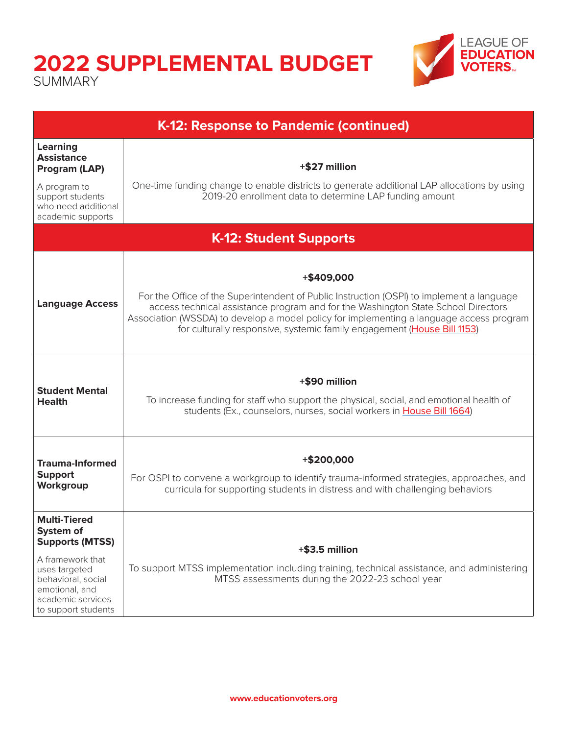# 2022 SUPPLEMENTAL BUDGET

SUMMARY

LEAGUE OF EDUCATION VOTERS

| K-12: Response to Pandemic (continued) | |
|---|---|
| **Learning Assistance Program (LAP)**<br>A program to support students who need additional academic supports | **+$27 million**<br>One-time funding change to enable districts to generate additional LAP allocations by using 2019-20 enrollment data to determine LAP funding amount |

| K-12: Student Supports | |
|---|---|
| **Language Access** | **+$409,000**<br>For the Office of the Superintendent of Public Instruction (OSPI) to implement a language access technical assistance program and for the Washington State School Directors Association (WSSDA) to develop a model policy for implementing a language access program for culturally responsive, systemic family engagement (House Bill 1153) |
| **Student Mental Health** | **+$90 million**<br>To increase funding for staff who support the physical, social, and emotional health of students (Ex., counselors, nurses, social workers in House Bill 1664) |
| **Trauma-Informed Support Workgroup** | **+$200,000**<br>For OSPI to convene a workgroup to identify trauma-informed strategies, approaches, and curricula for supporting students in distress and with challenging behaviors |
| **Multi-Tiered System of Supports (MTSS)**<br>A framework that uses targeted behavioral, social emotional, and academic services to support students | **+$3.5 million**<br>To support MTSS implementation including training, technical assistance, and administering MTSS assessments during the 2022-23 school year |

www.educationvoters.org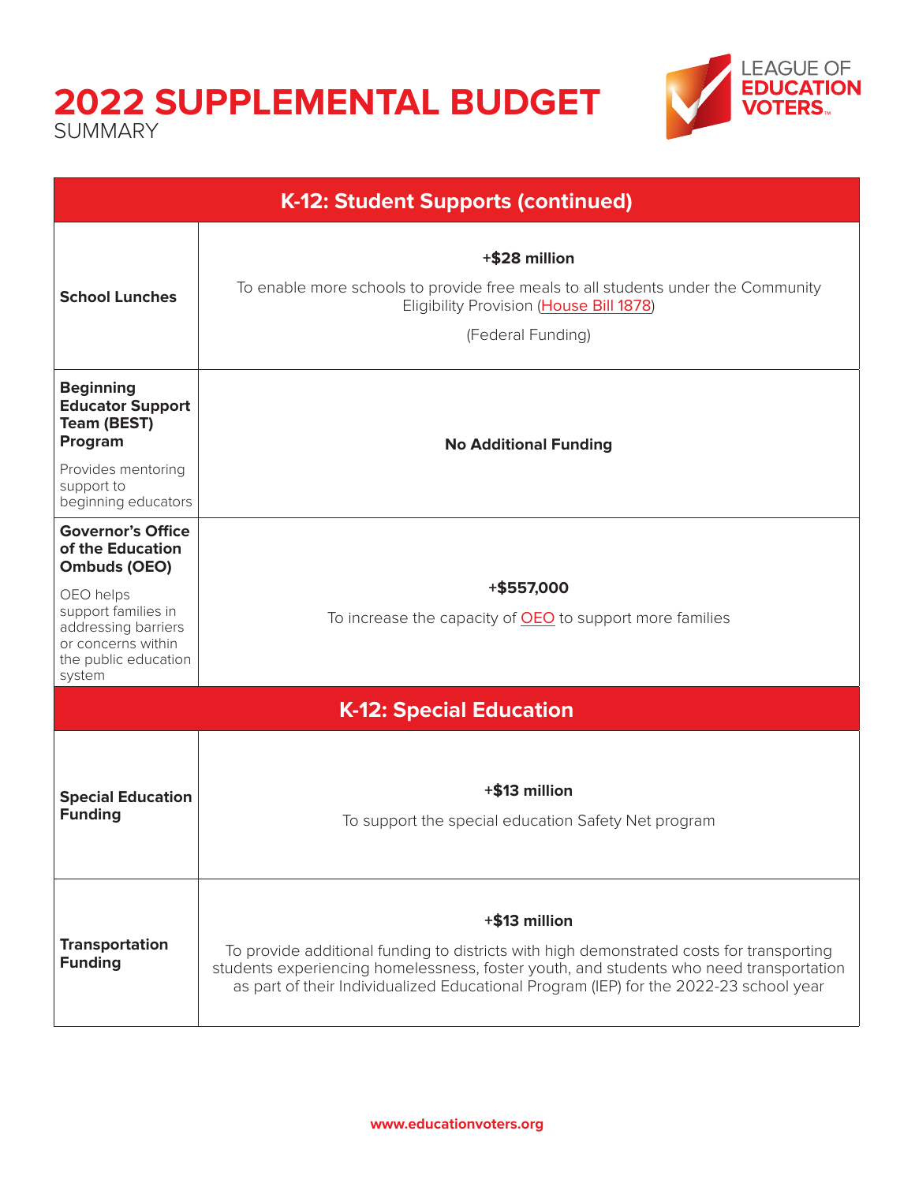# 2022 SUPPLEMENTAL BUDGET

SUMMARY

| K-12: Student Supports (continued) | |
|---|---|
| **School Lunches** | **+$28 million**<br>To enable more schools to provide free meals to all students under the Community Eligibility Provision (House Bill 1878)<br>(Federal Funding) |
| **Beginning Educator Support Team (BEST) Program**<br>Provides mentoring support to beginning educators | **No Additional Funding** |
| **Governor's Office of the Education Ombuds (OEO)**<br>OEO helps support families in addressing barriers or concerns within the public education system | **+$557,000**<br>To increase the capacity of OEO to support more families |
| **K-12: Special Education** | |
| **Special Education Funding** | **+$13 million**<br>To support the special education Safety Net program |
| **Transportation Funding** | **+$13 million**<br>To provide additional funding to districts with high demonstrated costs for transporting students experiencing homelessness, foster youth, and students who need transportation as part of their Individualized Educational Program (IEP) for the 2022-23 school year |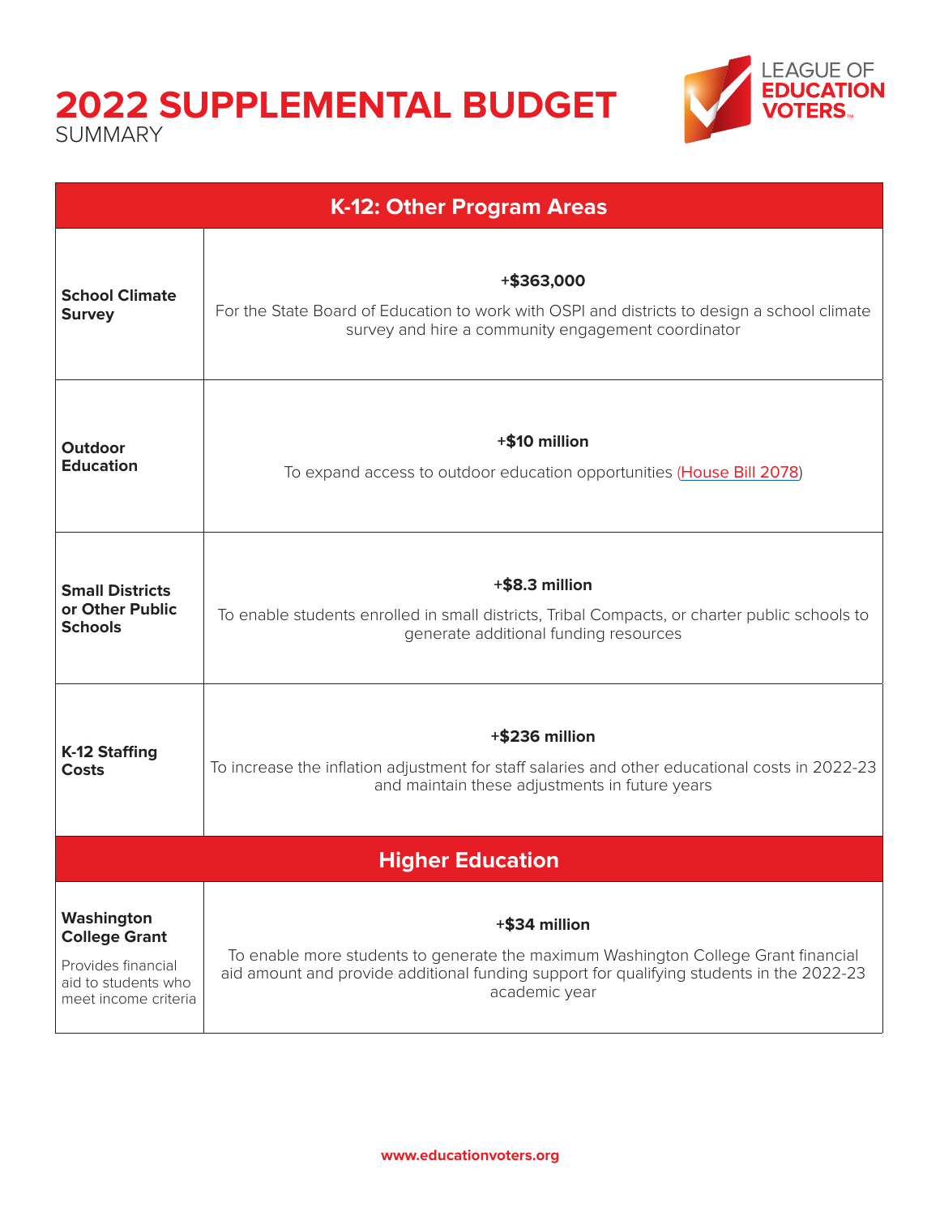# 2022 SUPPLEMENTAL BUDGET

SUMMARY

LEAGUE OF EDUCATION VOTERS

| K-12: Other Program Areas | |
|---|---|
| **School Climate Survey** | **+$363,000**<br>For the State Board of Education to work with OSPI and districts to design a school climate survey and hire a community engagement coordinator |
| **Outdoor Education** | **+$10 million**<br>To expand access to outdoor education opportunities (House Bill 2078) |
| **Small Districts or Other Public Schools** | **+$8.3 million**<br>To enable students enrolled in small districts, Tribal Compacts, or charter public schools to generate additional funding resources |
| **K-12 Staffing Costs** | **+$236 million**<br>To increase the inflation adjustment for staff salaries and other educational costs in 2022-23 and maintain these adjustments in future years |
| **Higher Education** | |
| **Washington College Grant**<br>Provides financial aid to students who meet income criteria | **+$34 million**<br>To enable more students to generate the maximum Washington College Grant financial aid amount and provide additional funding support for qualifying students in the 2022-23 academic year |

www.educationvoters.org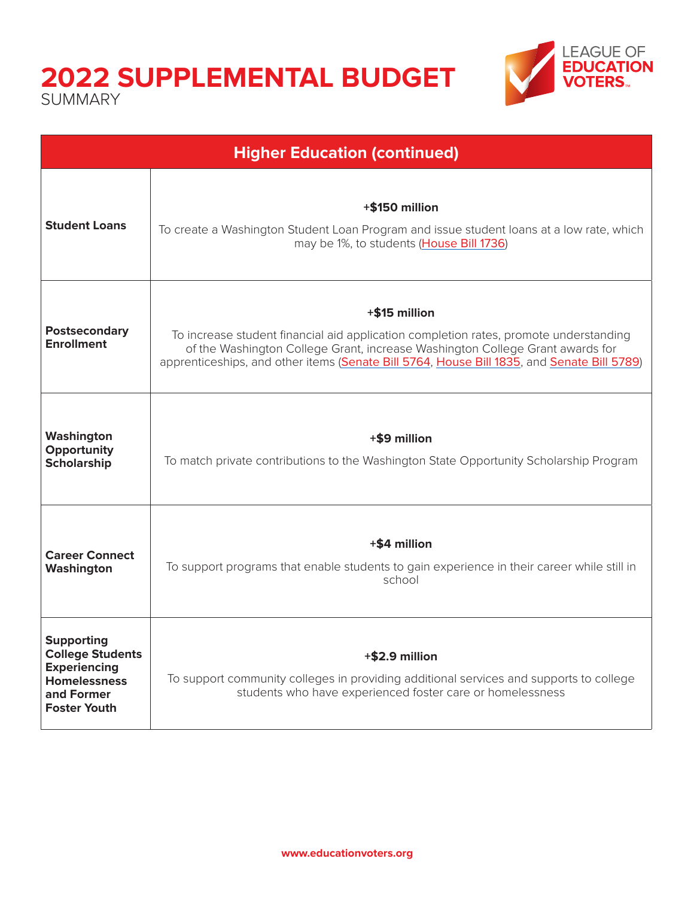# 2022 SUPPLEMENTAL BUDGET

SUMMARY

| Higher Education (continued) | |
|---|---|
| **Student Loans** | **+$150 million**<br>To create a Washington Student Loan Program and issue student loans at a low rate, which may be 1%, to students (House Bill 1736) |
| **Postsecondary Enrollment** | **+$15 million**<br>To increase student financial aid application completion rates, promote understanding of the Washington College Grant, increase Washington College Grant awards for apprenticeships, and other items (Senate Bill 5764, House Bill 1835, and Senate Bill 5789) |
| **Washington Opportunity Scholarship** | **+$9 million**<br>To match private contributions to the Washington State Opportunity Scholarship Program |
| **Career Connect Washington** | **+$4 million**<br>To support programs that enable students to gain experience in their career while still in school |
| **Supporting College Students Experiencing Homelessness and Former Foster Youth** | **+$2.9 million**<br>To support community colleges in providing additional services and supports to college students who have experienced foster care or homelessness |